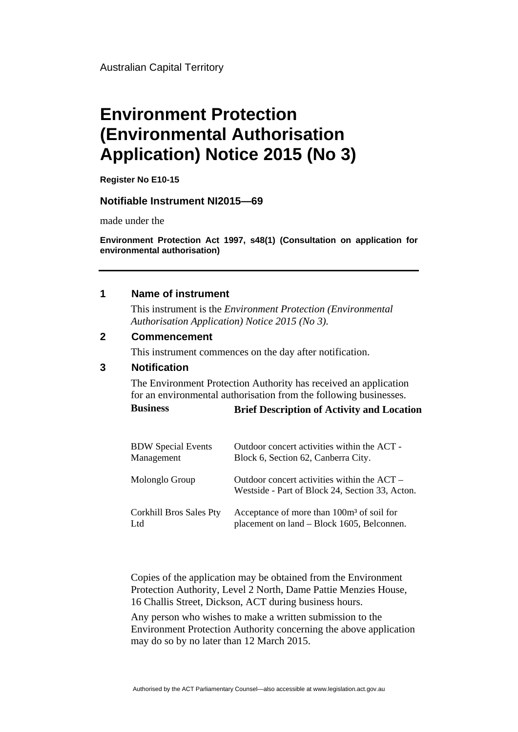Australian Capital Territory

# Environment Protection (Environmental Authorisation Application) Notice 2015 (No 3)

**Register No E10-15**

**Notifiable Instrument NI2015—69**

made under the

**Environment Protection Act 1997, s48(1) (Consultation on application for environmental authorisation)**

---

## 1 Name of instrument

This instrument is the *Environment Protection (Environmental Authorisation Application) Notice 2015 (No 3)*.

## 2 Commencement

This instrument commences on the day after notification.

## 3 Notification

The Environment Protection Authority has received an application for an environmental authorisation from the following businesses.

| Business | Brief Description of Activity and Location |
|---|---|
| BDW Special Events Management | Outdoor concert activities within the ACT - Block 6, Section 62, Canberra City. |
| Molonglo Group | Outdoor concert activities within the ACT – Westside - Part of Block 24, Section 33, Acton. |
| Corkhill Bros Sales Pty Ltd | Acceptance of more than 100m³ of soil for placement on land – Block 1605, Belconnen. |

Copies of the application may be obtained from the Environment Protection Authority, Level 2 North, Dame Pattie Menzies House, 16 Challis Street, Dickson, ACT during business hours.

Any person who wishes to make a written submission to the Environment Protection Authority concerning the above application may do so by no later than 12 March 2015.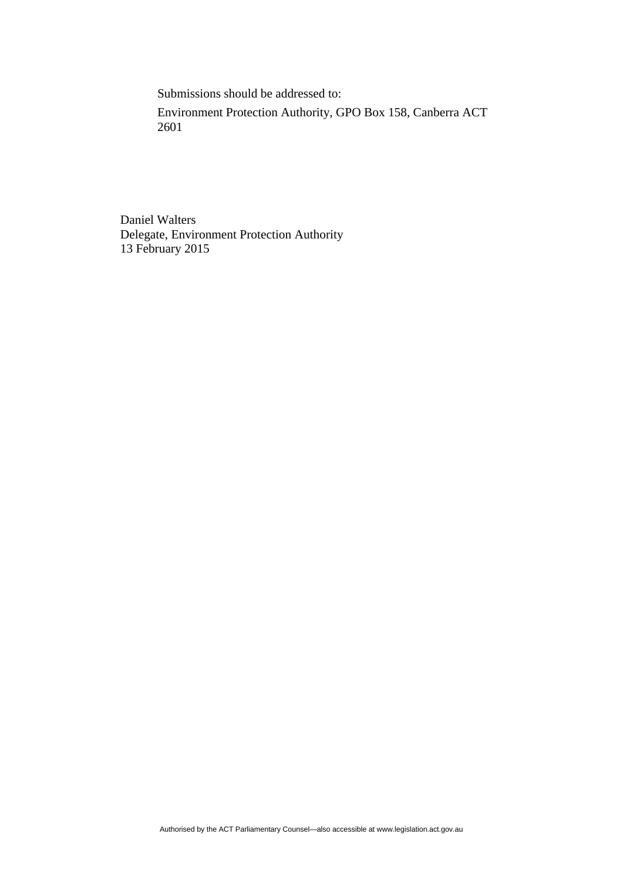Submissions should be addressed to:

Environment Protection Authority, GPO Box 158, Canberra ACT 2601

Daniel Walters
Delegate, Environment Protection Authority
13 February 2015